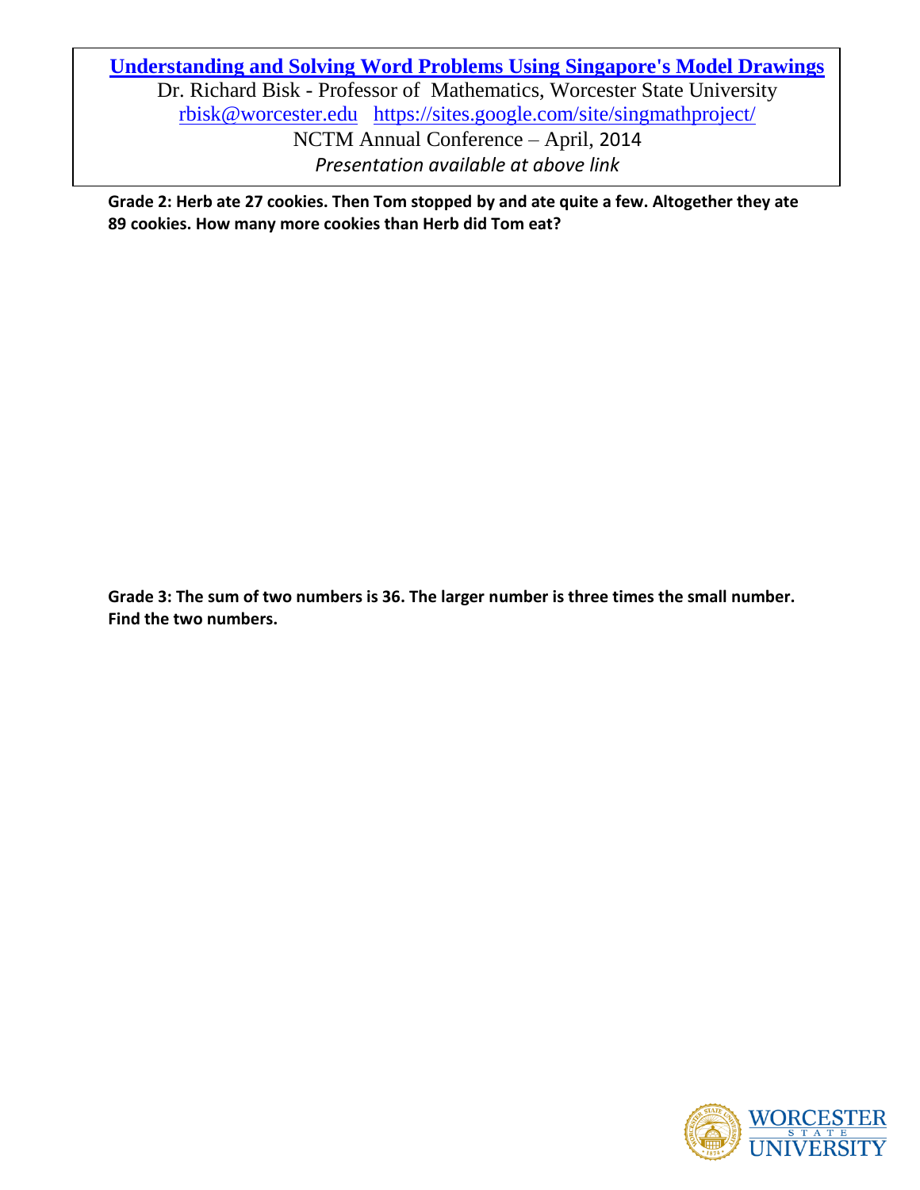# [Understanding and Solving Word Problems Using Singapore's Model Drawings](https://sites.google.com/site/singmathproject/)

Dr. Richard Bisk - Professor of Mathematics, Worcester State University

[rbisk@worcester.edu](mailto:rbisk@worcester.edu) [https://sites.google.com/site/singmathproject/](https://sites.google.com/site/singmathproject/)

NCTM Annual Conference – April, 2014

*Presentation available at above link*

**Grade 2: Herb ate 27 cookies. Then Tom stopped by and ate quite a few. Altogether they ate 89 cookies. How many more cookies than Herb did Tom eat?**

**Grade 3: The sum of two numbers is 36. The larger number is three times the small number. Find the two numbers.**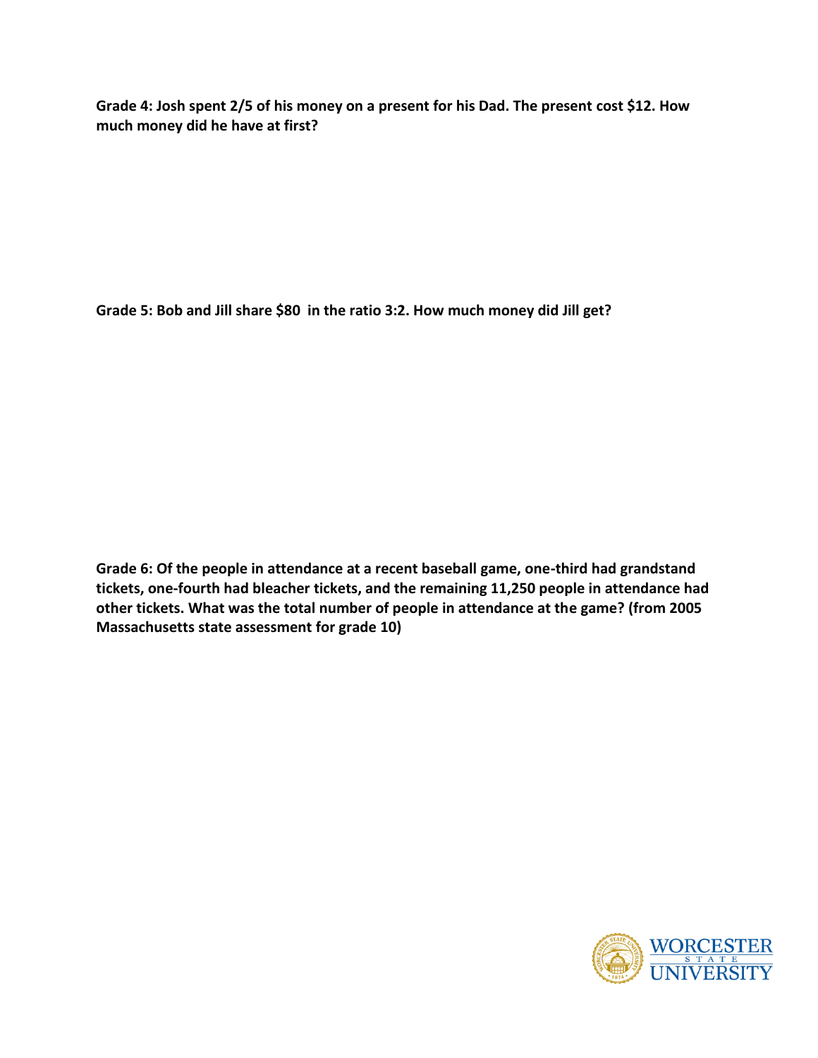**Grade 4: Josh spent 2/5 of his money on a present for his Dad. The present cost $12. How much money did he have at first?**

**Grade 5: Bob and Jill share $80 in the ratio 3:2. How much money did Jill get?**

**Grade 6: Of the people in attendance at a recent baseball game, one-third had grandstand tickets, one-fourth had bleacher tickets, and the remaining 11,250 people in attendance had other tickets. What was the total number of people in attendance at the game? (from 2005 Massachusetts state assessment for grade 10)**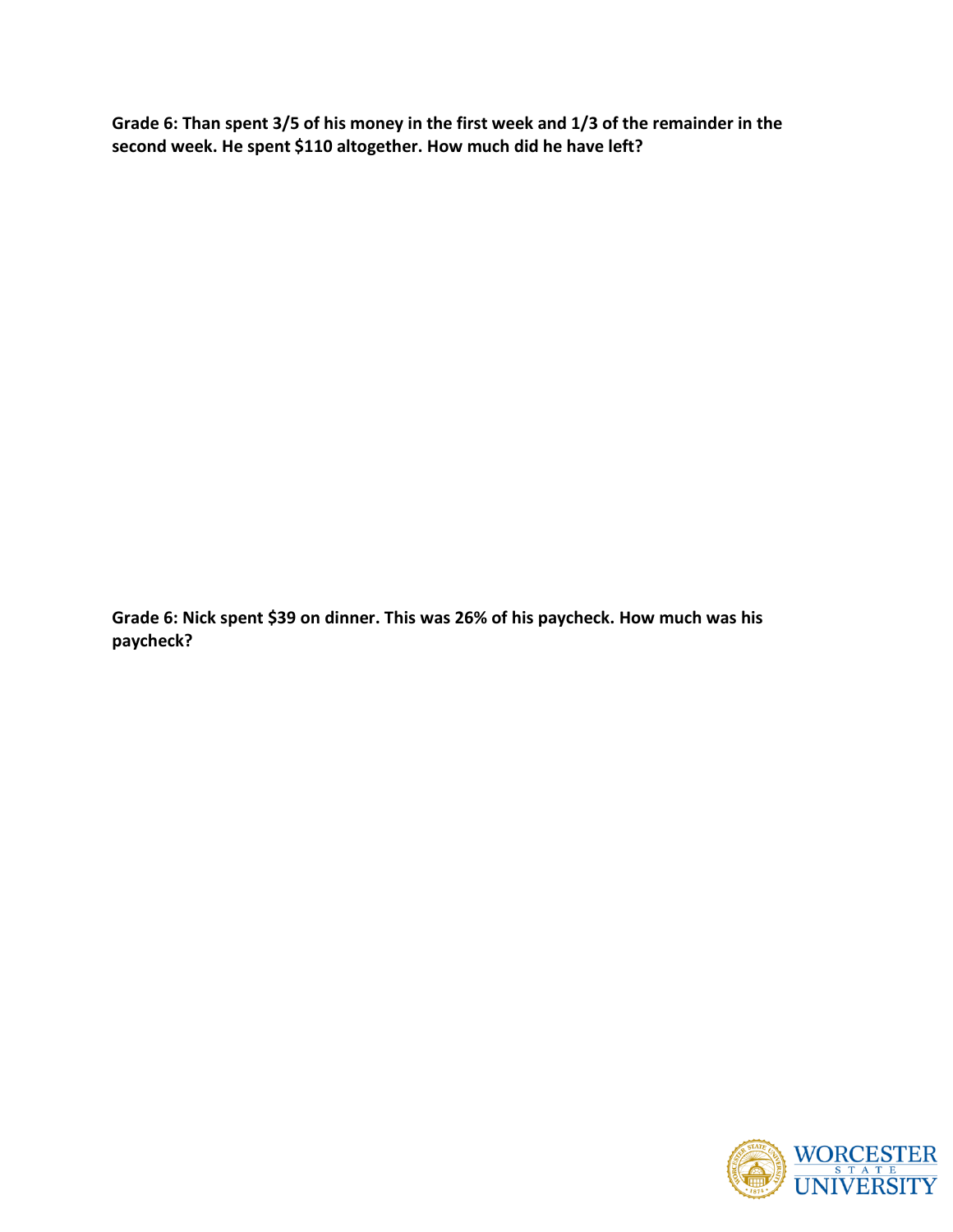**Grade 6: Than spent 3/5 of his money in the first week and 1/3 of the remainder in the second week. He spent $110 altogether. How much did he have left?**

**Grade 6: Nick spent $39 on dinner. This was 26% of his paycheck. How much was his paycheck?**